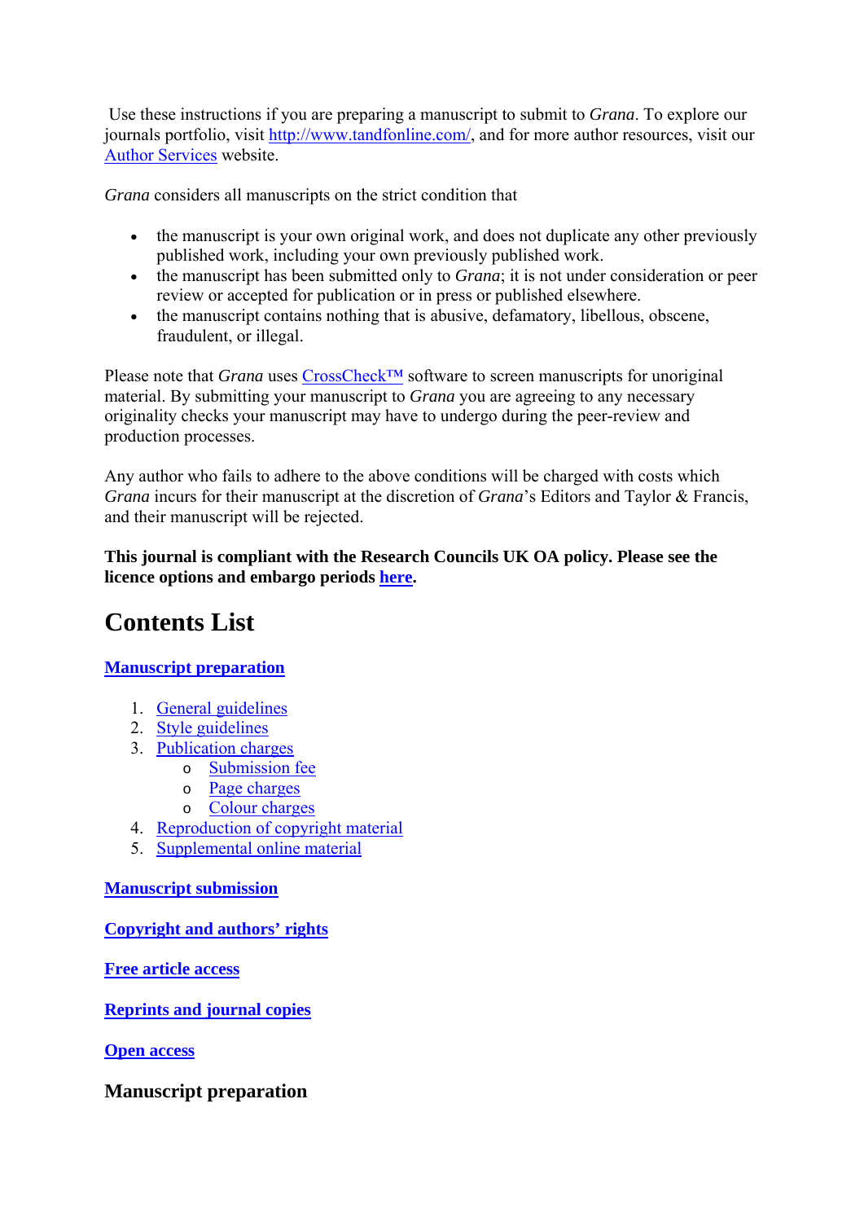Use these instructions if you are preparing a manuscript to submit to *Grana*. To explore our journals portfolio, visit http://www.tandfonline.com/, and for more author resources, visit our Author Services website.

*Grana* considers all manuscripts on the strict condition that

- the manuscript is your own original work, and does not duplicate any other previously published work, including your own previously published work.
- the manuscript has been submitted only to *Grana*; it is not under consideration or peer review or accepted for publication or in press or published elsewhere.
- the manuscript contains nothing that is abusive, defamatory, libellous, obscene, fraudulent, or illegal.

Please note that *Grana* uses CrossCheck™ software to screen manuscripts for unoriginal material. By submitting your manuscript to *Grana* you are agreeing to any necessary originality checks your manuscript may have to undergo during the peer-review and production processes.

Any author who fails to adhere to the above conditions will be charged with costs which *Grana* incurs for their manuscript at the discretion of *Grana*'s Editors and Taylor & Francis, and their manuscript will be rejected.

**This journal is compliant with the Research Councils UK OA policy. Please see the licence options and embargo periods here.**

# Contents List

**Manuscript preparation**

1. General guidelines
2. Style guidelines
3. Publication charges
    - Submission fee
    - Page charges
    - Colour charges
4. Reproduction of copyright material
5. Supplemental online material

**Manuscript submission**

**Copyright and authors' rights**

**Free article access**

**Reprints and journal copies**

**Open access**

## Manuscript preparation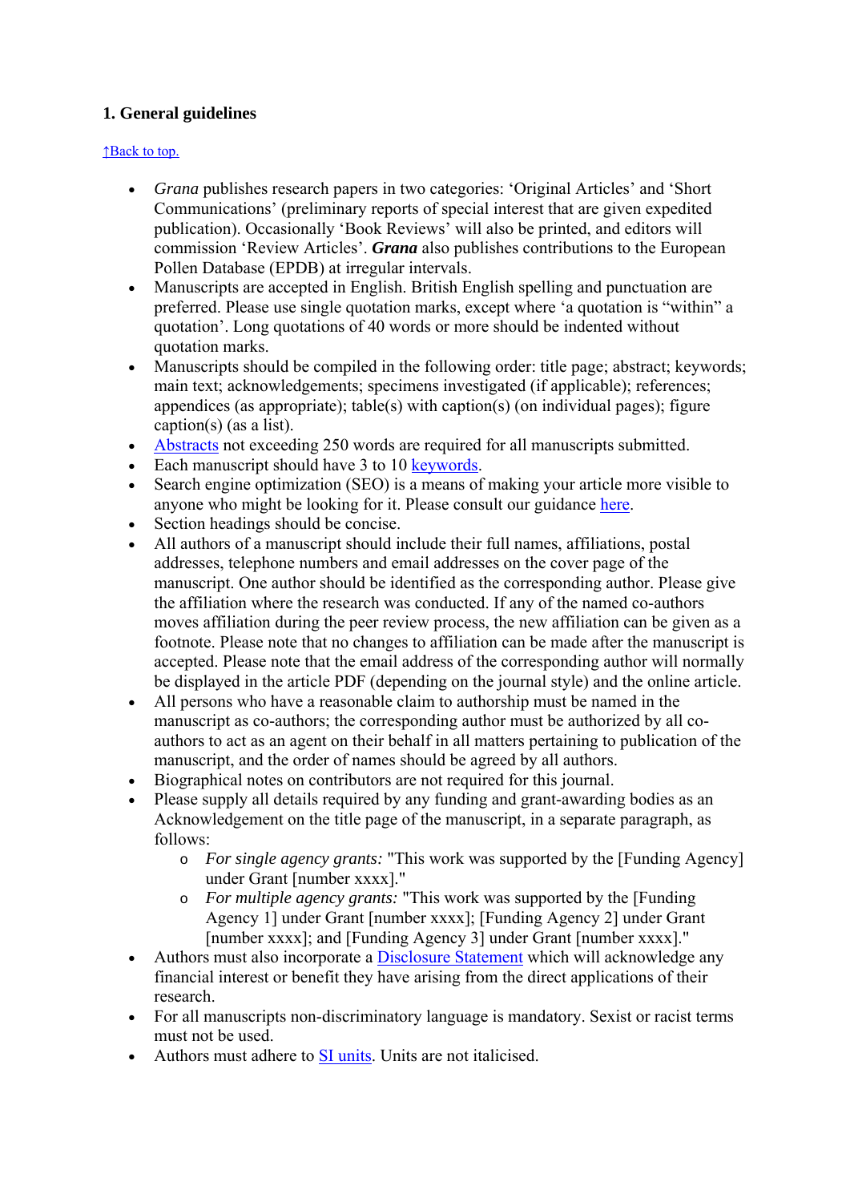## 1. General guidelines

[↑Back to top.]

- *Grana* publishes research papers in two categories: 'Original Articles' and 'Short Communications' (preliminary reports of special interest that are given expedited publication). Occasionally 'Book Reviews' will also be printed, and editors will commission 'Review Articles'. ***Grana*** also publishes contributions to the European Pollen Database (EPDB) at irregular intervals.
- Manuscripts are accepted in English. British English spelling and punctuation are preferred. Please use single quotation marks, except where 'a quotation is "within" a quotation'. Long quotations of 40 words or more should be indented without quotation marks.
- Manuscripts should be compiled in the following order: title page; abstract; keywords; main text; acknowledgements; specimens investigated (if applicable); references; appendices (as appropriate); table(s) with caption(s) (on individual pages); figure caption(s) (as a list).
- Abstracts not exceeding 250 words are required for all manuscripts submitted.
- Each manuscript should have 3 to 10 keywords.
- Search engine optimization (SEO) is a means of making your article more visible to anyone who might be looking for it. Please consult our guidance here.
- Section headings should be concise.
- All authors of a manuscript should include their full names, affiliations, postal addresses, telephone numbers and email addresses on the cover page of the manuscript. One author should be identified as the corresponding author. Please give the affiliation where the research was conducted. If any of the named co-authors moves affiliation during the peer review process, the new affiliation can be given as a footnote. Please note that no changes to affiliation can be made after the manuscript is accepted. Please note that the email address of the corresponding author will normally be displayed in the article PDF (depending on the journal style) and the online article.
- All persons who have a reasonable claim to authorship must be named in the manuscript as co-authors; the corresponding author must be authorized by all co-authors to act as an agent on their behalf in all matters pertaining to publication of the manuscript, and the order of names should be agreed by all authors.
- Biographical notes on contributors are not required for this journal.
- Please supply all details required by any funding and grant-awarding bodies as an Acknowledgement on the title page of the manuscript, in a separate paragraph, as follows:
    - *For single agency grants:* "This work was supported by the [Funding Agency] under Grant [number xxxx]."
    - *For multiple agency grants:* "This work was supported by the [Funding Agency 1] under Grant [number xxxx]; [Funding Agency 2] under Grant [number xxxx]; and [Funding Agency 3] under Grant [number xxxx]."
- Authors must also incorporate a Disclosure Statement which will acknowledge any financial interest or benefit they have arising from the direct applications of their research.
- For all manuscripts non-discriminatory language is mandatory. Sexist or racist terms must not be used.
- Authors must adhere to SI units. Units are not italicised.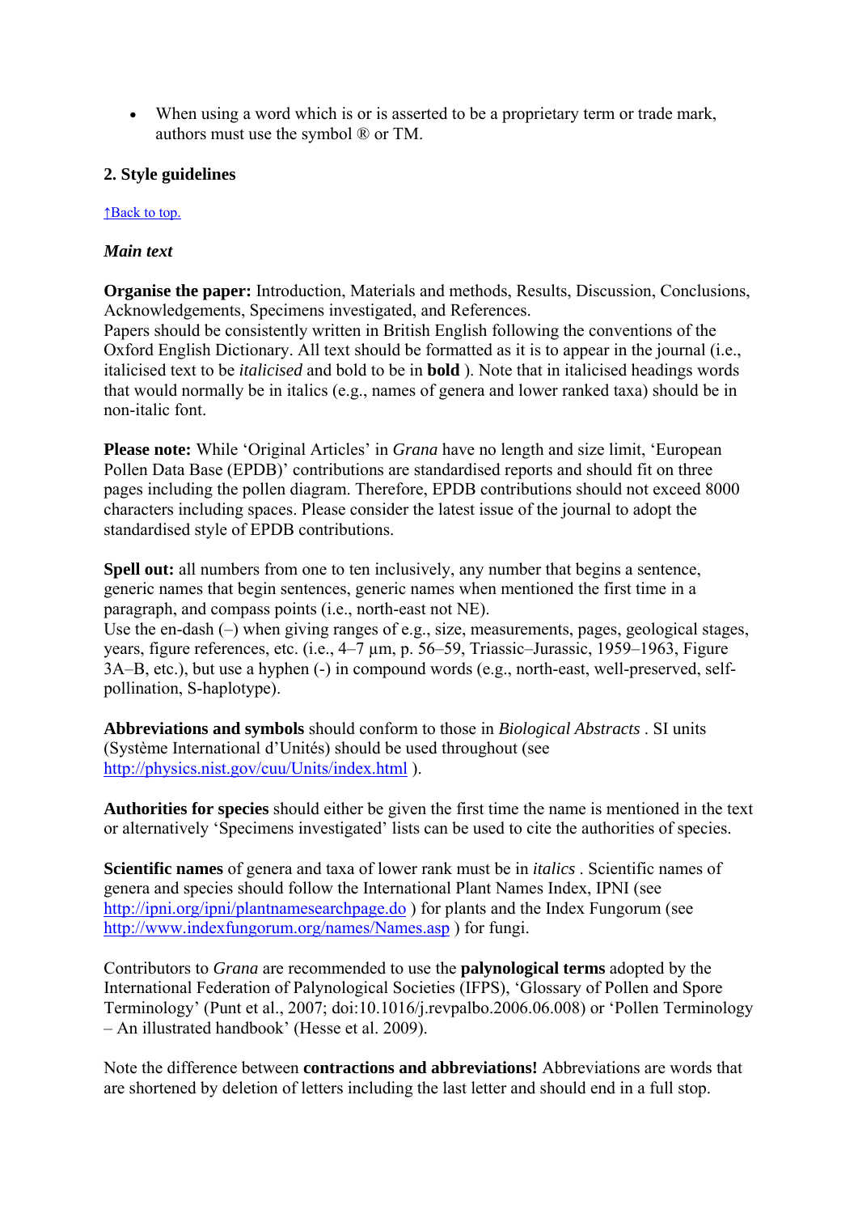- When using a word which is or is asserted to be a proprietary term or trade mark, authors must use the symbol ® or TM.

## 2. Style guidelines

[↑Back to top.](#)

### *Main text*

**Organise the paper:** Introduction, Materials and methods, Results, Discussion, Conclusions, Acknowledgements, Specimens investigated, and References.
Papers should be consistently written in British English following the conventions of the Oxford English Dictionary. All text should be formatted as it is to appear in the journal (i.e., italicised text to be *italicised* and bold to be in **bold** ). Note that in italicised headings words that would normally be in italics (e.g., names of genera and lower ranked taxa) should be in non-italic font.

**Please note:** While 'Original Articles' in *Grana* have no length and size limit, 'European Pollen Data Base (EPDB)' contributions are standardised reports and should fit on three pages including the pollen diagram. Therefore, EPDB contributions should not exceed 8000 characters including spaces. Please consider the latest issue of the journal to adopt the standardised style of EPDB contributions.

**Spell out:** all numbers from one to ten inclusively, any number that begins a sentence, generic names that begin sentences, generic names when mentioned the first time in a paragraph, and compass points (i.e., north-east not NE).
Use the en-dash (–) when giving ranges of e.g., size, measurements, pages, geological stages, years, figure references, etc. (i.e., 4–7 µm, p. 56–59, Triassic–Jurassic, 1959–1963, Figure 3A–B, etc.), but use a hyphen (-) in compound words (e.g., north-east, well-preserved, self-pollination, S-haplotype).

**Abbreviations and symbols** should conform to those in *Biological Abstracts* . SI units (Système International d'Unités) should be used throughout (see [http://physics.nist.gov/cuu/Units/index.html](http://physics.nist.gov/cuu/Units/index.html) ).

**Authorities for species** should either be given the first time the name is mentioned in the text or alternatively 'Specimens investigated' lists can be used to cite the authorities of species.

**Scientific names** of genera and taxa of lower rank must be in *italics* . Scientific names of genera and species should follow the International Plant Names Index, IPNI (see [http://ipni.org/ipni/plantnamesearchpage.do](http://ipni.org/ipni/plantnamesearchpage.do) ) for plants and the Index Fungorum (see [http://www.indexfungorum.org/names/Names.asp](http://www.indexfungorum.org/names/Names.asp) ) for fungi.

Contributors to *Grana* are recommended to use the **palynological terms** adopted by the International Federation of Palynological Societies (IFPS), 'Glossary of Pollen and Spore Terminology' (Punt et al., 2007; doi:10.1016/j.revpalbo.2006.06.008) or 'Pollen Terminology – An illustrated handbook' (Hesse et al. 2009).

Note the difference between **contractions and abbreviations!** Abbreviations are words that are shortened by deletion of letters including the last letter and should end in a full stop.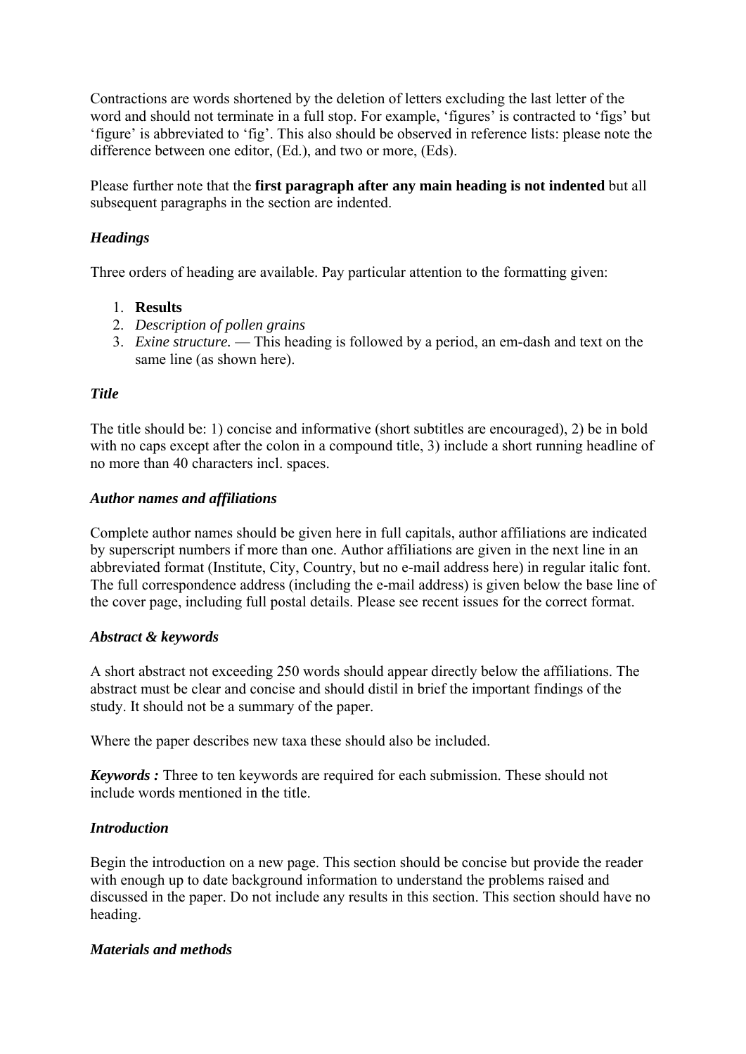Contractions are words shortened by the deletion of letters excluding the last letter of the word and should not terminate in a full stop. For example, 'figures' is contracted to 'figs' but 'figure' is abbreviated to 'fig'. This also should be observed in reference lists: please note the difference between one editor, (Ed.), and two or more, (Eds).

Please further note that the **first paragraph after any main heading is not indented** but all subsequent paragraphs in the section are indented.

### *Headings*

Three orders of heading are available. Pay particular attention to the formatting given:

1. **Results**
2. *Description of pollen grains*
3. *Exine structure.* — This heading is followed by a period, an em-dash and text on the same line (as shown here).

### *Title*

The title should be: 1) concise and informative (short subtitles are encouraged), 2) be in bold with no caps except after the colon in a compound title, 3) include a short running headline of no more than 40 characters incl. spaces.

### *Author names and affiliations*

Complete author names should be given here in full capitals, author affiliations are indicated by superscript numbers if more than one. Author affiliations are given in the next line in an abbreviated format (Institute, City, Country, but no e-mail address here) in regular italic font. The full correspondence address (including the e-mail address) is given below the base line of the cover page, including full postal details. Please see recent issues for the correct format.

### *Abstract & keywords*

A short abstract not exceeding 250 words should appear directly below the affiliations. The abstract must be clear and concise and should distil in brief the important findings of the study. It should not be a summary of the paper.

Where the paper describes new taxa these should also be included.

***Keywords :*** Three to ten keywords are required for each submission. These should not include words mentioned in the title.

### *Introduction*

Begin the introduction on a new page. This section should be concise but provide the reader with enough up to date background information to understand the problems raised and discussed in the paper. Do not include any results in this section. This section should have no heading.

### *Materials and methods*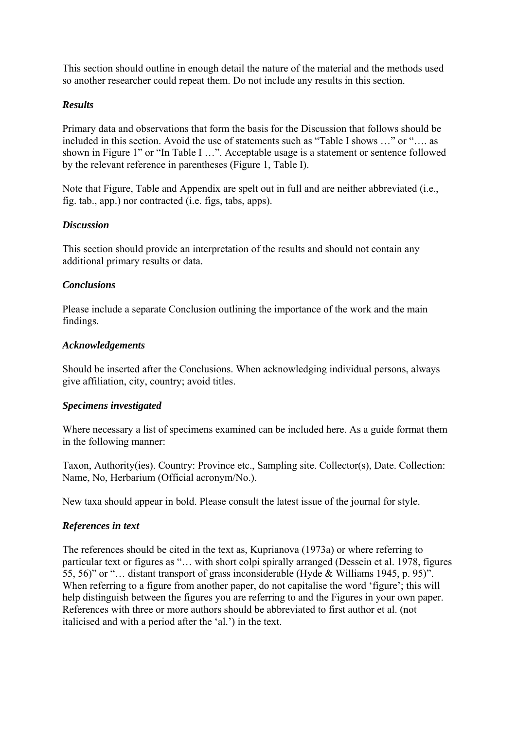This section should outline in enough detail the nature of the material and the methods used so another researcher could repeat them. Do not include any results in this section.

### *Results*

Primary data and observations that form the basis for the Discussion that follows should be included in this section. Avoid the use of statements such as "Table I shows …" or "…. as shown in Figure 1" or "In Table I …". Acceptable usage is a statement or sentence followed by the relevant reference in parentheses (Figure 1, Table I).

Note that Figure, Table and Appendix are spelt out in full and are neither abbreviated (i.e., fig. tab., app.) nor contracted (i.e. figs, tabs, apps).

### *Discussion*

This section should provide an interpretation of the results and should not contain any additional primary results or data.

### *Conclusions*

Please include a separate Conclusion outlining the importance of the work and the main findings.

### *Acknowledgements*

Should be inserted after the Conclusions. When acknowledging individual persons, always give affiliation, city, country; avoid titles.

### *Specimens investigated*

Where necessary a list of specimens examined can be included here. As a guide format them in the following manner:

Taxon, Authority(ies). Country: Province etc., Sampling site. Collector(s), Date. Collection: Name, No, Herbarium (Official acronym/No.).

New taxa should appear in bold. Please consult the latest issue of the journal for style.

### *References in text*

The references should be cited in the text as, Kuprianova (1973a) or where referring to particular text or figures as "… with short colpi spirally arranged (Dessein et al. 1978, figures 55, 56)" or "… distant transport of grass inconsiderable (Hyde & Williams 1945, p. 95)". When referring to a figure from another paper, do not capitalise the word 'figure'; this will help distinguish between the figures you are referring to and the Figures in your own paper. References with three or more authors should be abbreviated to first author et al. (not italicised and with a period after the 'al.') in the text.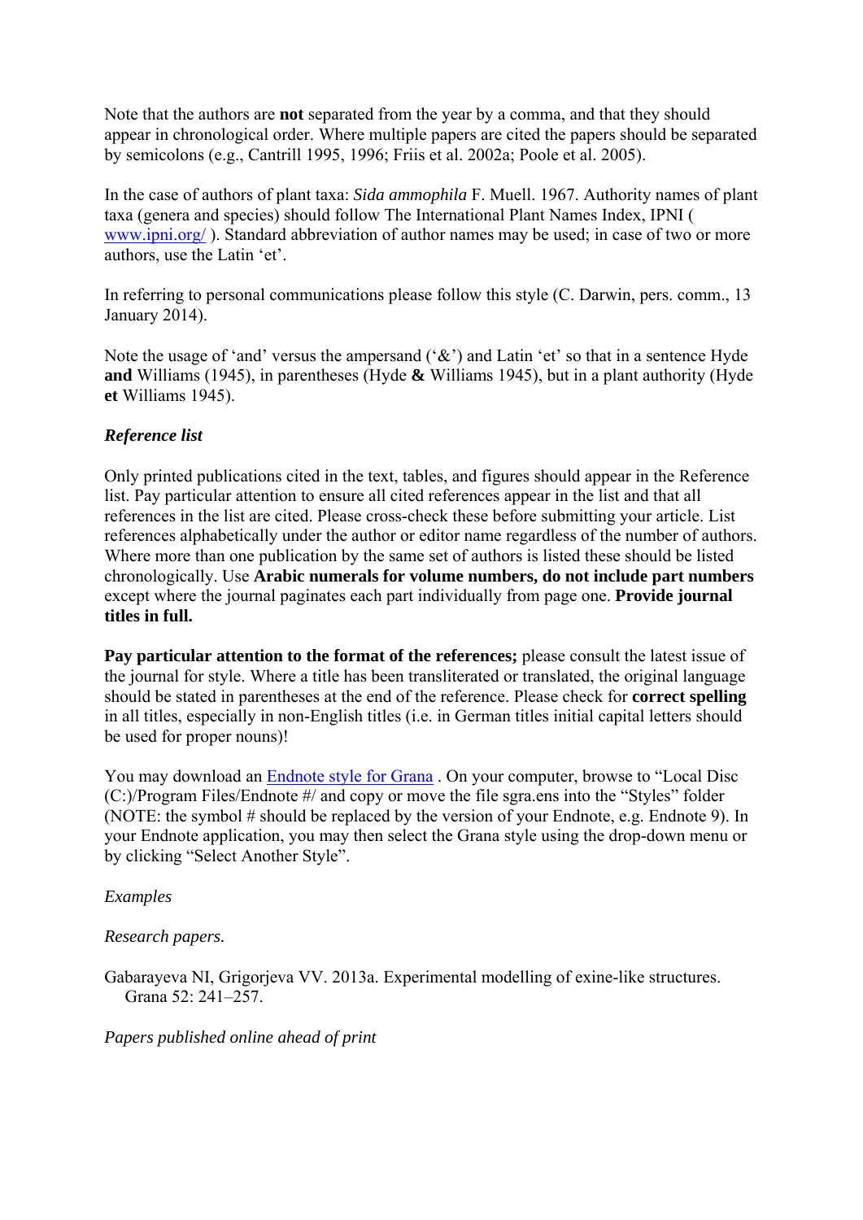Note that the authors are **not** separated from the year by a comma, and that they should appear in chronological order. Where multiple papers are cited the papers should be separated by semicolons (e.g., Cantrill 1995, 1996; Friis et al. 2002a; Poole et al. 2005).

In the case of authors of plant taxa: *Sida ammophila* F. Muell. 1967. Authority names of plant taxa (genera and species) should follow The International Plant Names Index, IPNI ( [www.ipni.org/](www.ipni.org/) ). Standard abbreviation of author names may be used; in case of two or more authors, use the Latin 'et'.

In referring to personal communications please follow this style (C. Darwin, pers. comm., 13 January 2014).

Note the usage of 'and' versus the ampersand ('&') and Latin 'et' so that in a sentence Hyde **and** Williams (1945), in parentheses (Hyde **&** Williams 1945), but in a plant authority (Hyde **et** Williams 1945).

### *Reference list*

Only printed publications cited in the text, tables, and figures should appear in the Reference list. Pay particular attention to ensure all cited references appear in the list and that all references in the list are cited. Please cross-check these before submitting your article. List references alphabetically under the author or editor name regardless of the number of authors. Where more than one publication by the same set of authors is listed these should be listed chronologically. Use **Arabic numerals for volume numbers, do not include part numbers** except where the journal paginates each part individually from page one. **Provide journal titles in full.**

**Pay particular attention to the format of the references;** please consult the latest issue of the journal for style. Where a title has been transliterated or translated, the original language should be stated in parentheses at the end of the reference. Please check for **correct spelling** in all titles, especially in non-English titles (i.e. in German titles initial capital letters should be used for proper nouns)!

You may download an Endnote style for Grana . On your computer, browse to "Local Disc (C:)/Program Files/Endnote #/ and copy or move the file sgra.ens into the "Styles" folder (NOTE: the symbol # should be replaced by the version of your Endnote, e.g. Endnote 9). In your Endnote application, you may then select the Grana style using the drop-down menu or by clicking "Select Another Style".

*Examples*

*Research papers.*

Gabarayeva NI, Grigorjeva VV. 2013a. Experimental modelling of exine-like structures. Grana 52: 241–257.

*Papers published online ahead of print*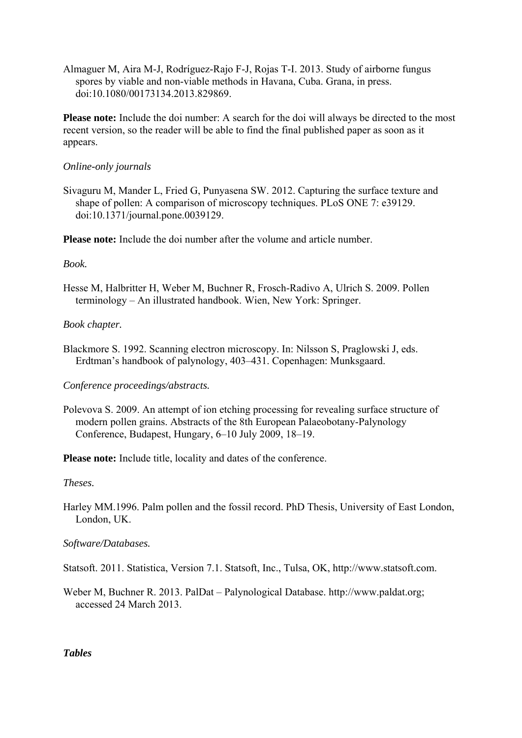Almaguer M, Aira M-J, Rodríguez-Rajo F-J, Rojas T-I. 2013. Study of airborne fungus spores by viable and non-viable methods in Havana, Cuba. Grana, in press. doi:10.1080/00173134.2013.829869.

**Please note:** Include the doi number: A search for the doi will always be directed to the most recent version, so the reader will be able to find the final published paper as soon as it appears.

*Online-only journals*

Sivaguru M, Mander L, Fried G, Punyasena SW. 2012. Capturing the surface texture and shape of pollen: A comparison of microscopy techniques. PLoS ONE 7: e39129. doi:10.1371/journal.pone.0039129.

**Please note:** Include the doi number after the volume and article number.

*Book.*

Hesse M, Halbritter H, Weber M, Buchner R, Frosch-Radivo A, Ulrich S. 2009. Pollen terminology – An illustrated handbook. Wien, New York: Springer.

*Book chapter.*

Blackmore S. 1992. Scanning electron microscopy. In: Nilsson S, Praglowski J, eds. Erdtman's handbook of palynology, 403–431. Copenhagen: Munksgaard.

*Conference proceedings/abstracts.*

Polevova S. 2009. An attempt of ion etching processing for revealing surface structure of modern pollen grains. Abstracts of the 8th European Palaeobotany-Palynology Conference, Budapest, Hungary, 6–10 July 2009, 18–19.

**Please note:** Include title, locality and dates of the conference.

*Theses.*

Harley MM.1996. Palm pollen and the fossil record. PhD Thesis, University of East London, London, UK.

*Software/Databases.*

Statsoft. 2011. Statistica, Version 7.1. Statsoft, Inc., Tulsa, OK, http://www.statsoft.com.

Weber M, Buchner R. 2013. PalDat – Palynological Database. http://www.paldat.org; accessed 24 March 2013.

***Tables***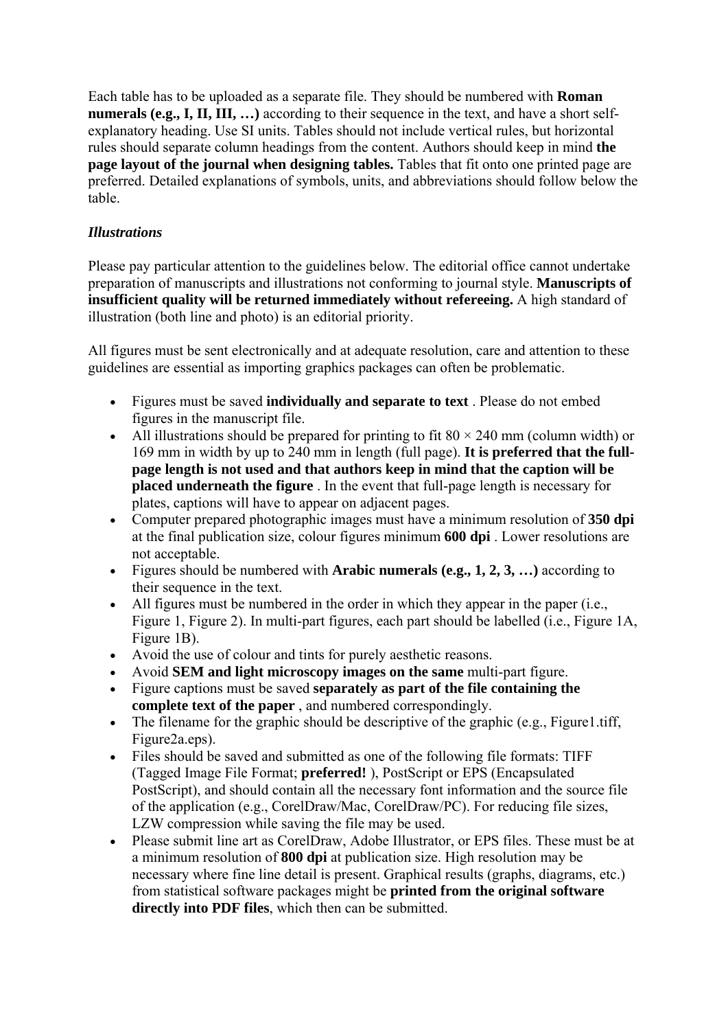Each table has to be uploaded as a separate file. They should be numbered with **Roman numerals (e.g., I, II, III, …)** according to their sequence in the text, and have a short self-explanatory heading. Use SI units. Tables should not include vertical rules, but horizontal rules should separate column headings from the content. Authors should keep in mind **the page layout of the journal when designing tables.** Tables that fit onto one printed page are preferred. Detailed explanations of symbols, units, and abbreviations should follow below the table.

### *Illustrations*

Please pay particular attention to the guidelines below. The editorial office cannot undertake preparation of manuscripts and illustrations not conforming to journal style. **Manuscripts of insufficient quality will be returned immediately without refereeing.** A high standard of illustration (both line and photo) is an editorial priority.

All figures must be sent electronically and at adequate resolution, care and attention to these guidelines are essential as importing graphics packages can often be problematic.

- Figures must be saved **individually and separate to text** . Please do not embed figures in the manuscript file.
- All illustrations should be prepared for printing to fit 80 × 240 mm (column width) or 169 mm in width by up to 240 mm in length (full page). **It is preferred that the full-page length is not used and that authors keep in mind that the caption will be placed underneath the figure** . In the event that full-page length is necessary for plates, captions will have to appear on adjacent pages.
- Computer prepared photographic images must have a minimum resolution of **350 dpi** at the final publication size, colour figures minimum **600 dpi** . Lower resolutions are not acceptable.
- Figures should be numbered with **Arabic numerals (e.g., 1, 2, 3, …)** according to their sequence in the text.
- All figures must be numbered in the order in which they appear in the paper (i.e., Figure 1, Figure 2). In multi-part figures, each part should be labelled (i.e., Figure 1A, Figure 1B).
- Avoid the use of colour and tints for purely aesthetic reasons.
- Avoid **SEM and light microscopy images on the same** multi-part figure.
- Figure captions must be saved **separately as part of the file containing the complete text of the paper** , and numbered correspondingly.
- The filename for the graphic should be descriptive of the graphic (e.g., Figure1.tiff, Figure2a.eps).
- Files should be saved and submitted as one of the following file formats: TIFF (Tagged Image File Format; **preferred!** ), PostScript or EPS (Encapsulated PostScript), and should contain all the necessary font information and the source file of the application (e.g., CorelDraw/Mac, CorelDraw/PC). For reducing file sizes, LZW compression while saving the file may be used.
- Please submit line art as CorelDraw, Adobe Illustrator, or EPS files. These must be at a minimum resolution of **800 dpi** at publication size. High resolution may be necessary where fine line detail is present. Graphical results (graphs, diagrams, etc.) from statistical software packages might be **printed from the original software directly into PDF files**, which then can be submitted.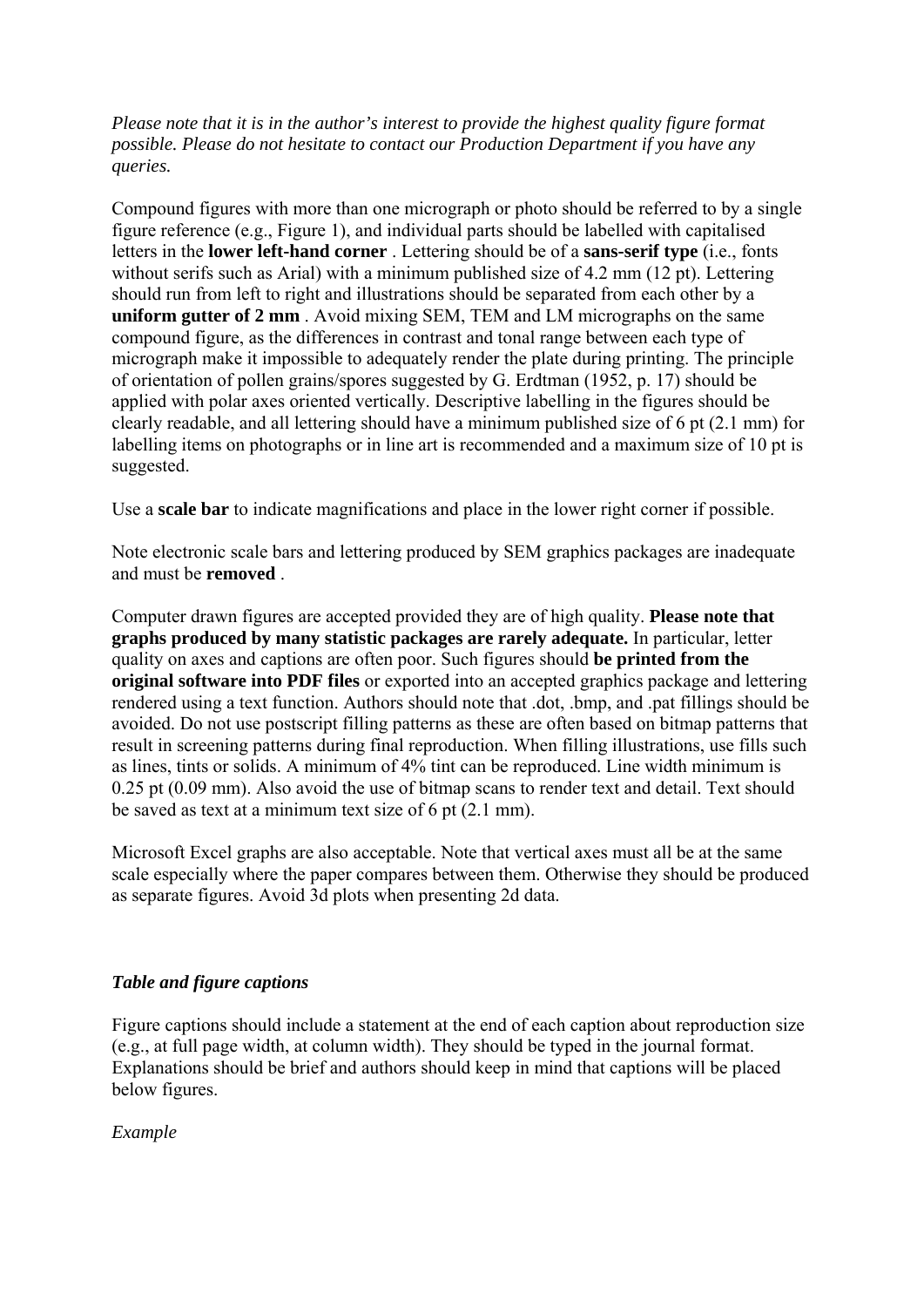*Please note that it is in the author's interest to provide the highest quality figure format possible. Please do not hesitate to contact our Production Department if you have any queries.*

Compound figures with more than one micrograph or photo should be referred to by a single figure reference (e.g., Figure 1), and individual parts should be labelled with capitalised letters in the **lower left-hand corner** . Lettering should be of a **sans-serif type** (i.e., fonts without serifs such as Arial) with a minimum published size of 4.2 mm (12 pt). Lettering should run from left to right and illustrations should be separated from each other by a **uniform gutter of 2 mm** . Avoid mixing SEM, TEM and LM micrographs on the same compound figure, as the differences in contrast and tonal range between each type of micrograph make it impossible to adequately render the plate during printing. The principle of orientation of pollen grains/spores suggested by G. Erdtman (1952, p. 17) should be applied with polar axes oriented vertically. Descriptive labelling in the figures should be clearly readable, and all lettering should have a minimum published size of 6 pt (2.1 mm) for labelling items on photographs or in line art is recommended and a maximum size of 10 pt is suggested.

Use a **scale bar** to indicate magnifications and place in the lower right corner if possible.

Note electronic scale bars and lettering produced by SEM graphics packages are inadequate and must be **removed** .

Computer drawn figures are accepted provided they are of high quality. **Please note that graphs produced by many statistic packages are rarely adequate.** In particular, letter quality on axes and captions are often poor. Such figures should **be printed from the original software into PDF files** or exported into an accepted graphics package and lettering rendered using a text function. Authors should note that .dot, .bmp, and .pat fillings should be avoided. Do not use postscript filling patterns as these are often based on bitmap patterns that result in screening patterns during final reproduction. When filling illustrations, use fills such as lines, tints or solids. A minimum of 4% tint can be reproduced. Line width minimum is 0.25 pt (0.09 mm). Also avoid the use of bitmap scans to render text and detail. Text should be saved as text at a minimum text size of 6 pt (2.1 mm).

Microsoft Excel graphs are also acceptable. Note that vertical axes must all be at the same scale especially where the paper compares between them. Otherwise they should be produced as separate figures. Avoid 3d plots when presenting 2d data.

### *Table and figure captions*

Figure captions should include a statement at the end of each caption about reproduction size (e.g., at full page width, at column width). They should be typed in the journal format. Explanations should be brief and authors should keep in mind that captions will be placed below figures.

*Example*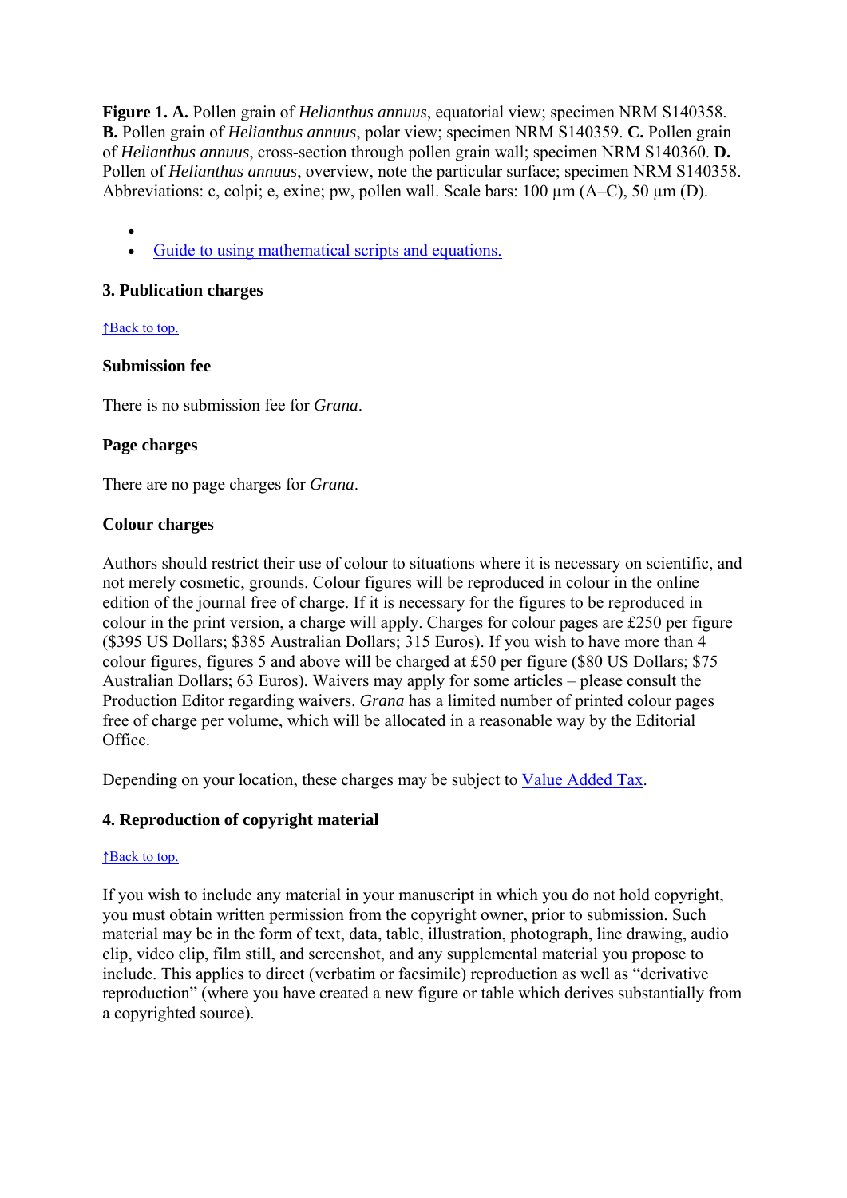**Figure 1. A.** Pollen grain of *Helianthus annuus*, equatorial view; specimen NRM S140358. **B.** Pollen grain of *Helianthus annuus*, polar view; specimen NRM S140359. **C.** Pollen grain of *Helianthus annuus*, cross-section through pollen grain wall; specimen NRM S140360. **D.** Pollen of *Helianthus annuus*, overview, note the particular surface; specimen NRM S140358. Abbreviations: c, colpi; e, exine; pw, pollen wall. Scale bars: 100 µm (A–C), 50 µm (D).

- 
- Guide to using mathematical scripts and equations.

### 3. Publication charges

↑Back to top.

#### Submission fee

There is no submission fee for *Grana*.

#### Page charges

There are no page charges for *Grana*.

#### Colour charges

Authors should restrict their use of colour to situations where it is necessary on scientific, and not merely cosmetic, grounds. Colour figures will be reproduced in colour in the online edition of the journal free of charge. If it is necessary for the figures to be reproduced in colour in the print version, a charge will apply. Charges for colour pages are £250 per figure ($395 US Dollars; $385 Australian Dollars; 315 Euros). If you wish to have more than 4 colour figures, figures 5 and above will be charged at £50 per figure ($80 US Dollars; $75 Australian Dollars; 63 Euros). Waivers may apply for some articles – please consult the Production Editor regarding waivers. *Grana* has a limited number of printed colour pages free of charge per volume, which will be allocated in a reasonable way by the Editorial Office.

Depending on your location, these charges may be subject to Value Added Tax.

### 4. Reproduction of copyright material

↑Back to top.

If you wish to include any material in your manuscript in which you do not hold copyright, you must obtain written permission from the copyright owner, prior to submission. Such material may be in the form of text, data, table, illustration, photograph, line drawing, audio clip, video clip, film still, and screenshot, and any supplemental material you propose to include. This applies to direct (verbatim or facsimile) reproduction as well as "derivative reproduction" (where you have created a new figure or table which derives substantially from a copyrighted source).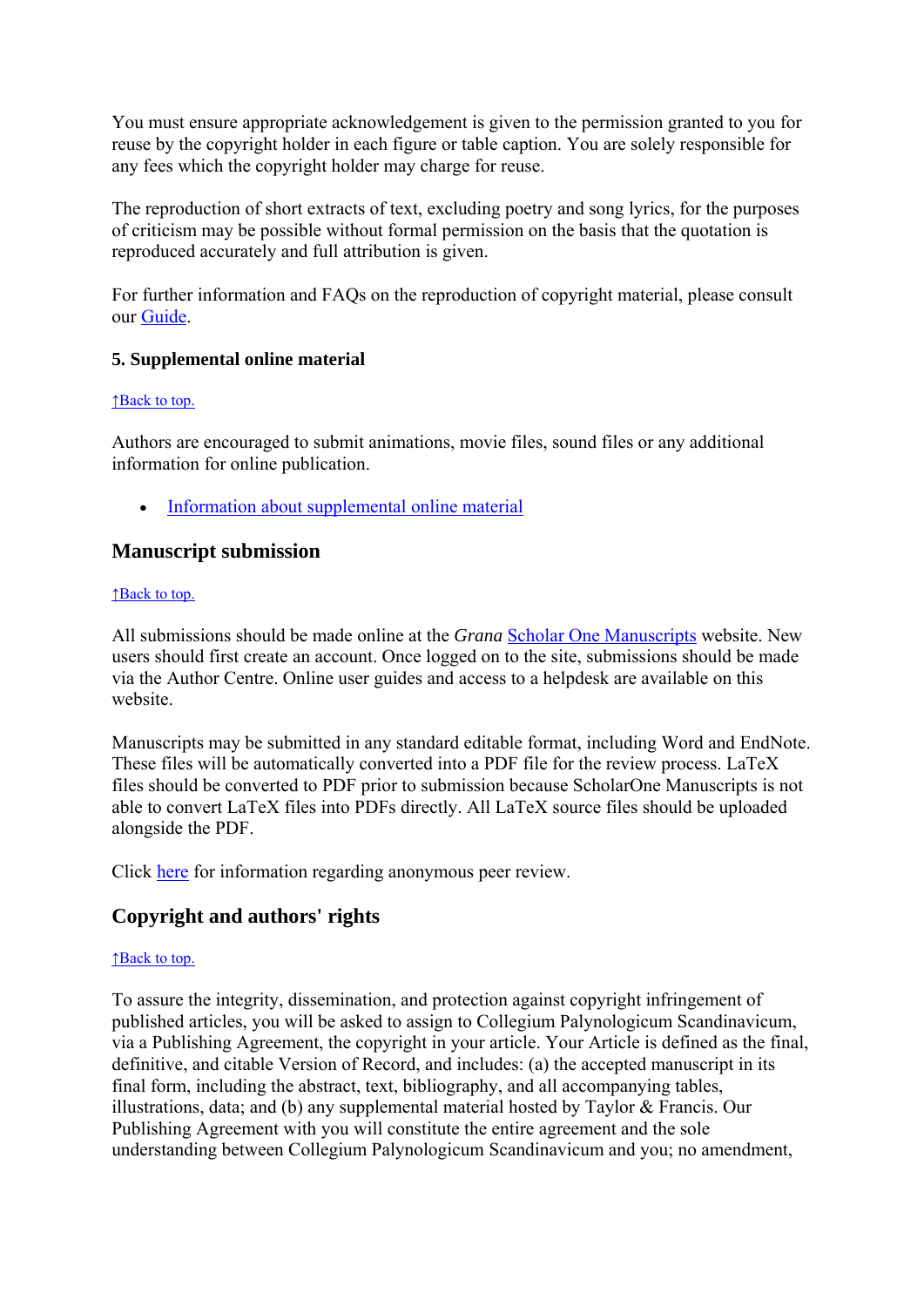You must ensure appropriate acknowledgement is given to the permission granted to you for reuse by the copyright holder in each figure or table caption. You are solely responsible for any fees which the copyright holder may charge for reuse.

The reproduction of short extracts of text, excluding poetry and song lyrics, for the purposes of criticism may be possible without formal permission on the basis that the quotation is reproduced accurately and full attribution is given.

For further information and FAQs on the reproduction of copyright material, please consult our Guide.

### 5. Supplemental online material

↑Back to top.

Authors are encouraged to submit animations, movie files, sound files or any additional information for online publication.

- Information about supplemental online material

## Manuscript submission

↑Back to top.

All submissions should be made online at the *Grana* Scholar One Manuscripts website. New users should first create an account. Once logged on to the site, submissions should be made via the Author Centre. Online user guides and access to a helpdesk are available on this website.

Manuscripts may be submitted in any standard editable format, including Word and EndNote. These files will be automatically converted into a PDF file for the review process. LaTeX files should be converted to PDF prior to submission because ScholarOne Manuscripts is not able to convert LaTeX files into PDFs directly. All LaTeX source files should be uploaded alongside the PDF.

Click here for information regarding anonymous peer review.

## Copyright and authors' rights

↑Back to top.

To assure the integrity, dissemination, and protection against copyright infringement of published articles, you will be asked to assign to Collegium Palynologicum Scandinavicum, via a Publishing Agreement, the copyright in your article. Your Article is defined as the final, definitive, and citable Version of Record, and includes: (a) the accepted manuscript in its final form, including the abstract, text, bibliography, and all accompanying tables, illustrations, data; and (b) any supplemental material hosted by Taylor & Francis. Our Publishing Agreement with you will constitute the entire agreement and the sole understanding between Collegium Palynologicum Scandinavicum and you; no amendment,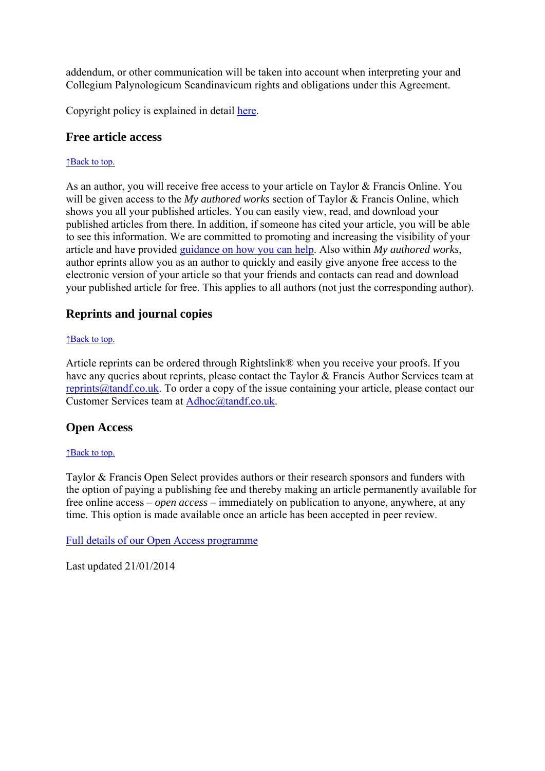addendum, or other communication will be taken into account when interpreting your and Collegium Palynologicum Scandinavicum rights and obligations under this Agreement.

Copyright policy is explained in detail here.

## Free article access

↑Back to top.

As an author, you will receive free access to your article on Taylor & Francis Online. You will be given access to the *My authored works* section of Taylor & Francis Online, which shows you all your published articles. You can easily view, read, and download your published articles from there. In addition, if someone has cited your article, you will be able to see this information. We are committed to promoting and increasing the visibility of your article and have provided guidance on how you can help. Also within *My authored works*, author eprints allow you as an author to quickly and easily give anyone free access to the electronic version of your article so that your friends and contacts can read and download your published article for free. This applies to all authors (not just the corresponding author).

## Reprints and journal copies

↑Back to top.

Article reprints can be ordered through Rightslink® when you receive your proofs. If you have any queries about reprints, please contact the Taylor & Francis Author Services team at reprints@tandf.co.uk. To order a copy of the issue containing your article, please contact our Customer Services team at Adhoc@tandf.co.uk.

## Open Access

↑Back to top.

Taylor & Francis Open Select provides authors or their research sponsors and funders with the option of paying a publishing fee and thereby making an article permanently available for free online access – *open access* – immediately on publication to anyone, anywhere, at any time. This option is made available once an article has been accepted in peer review.

Full details of our Open Access programme

Last updated 21/01/2014